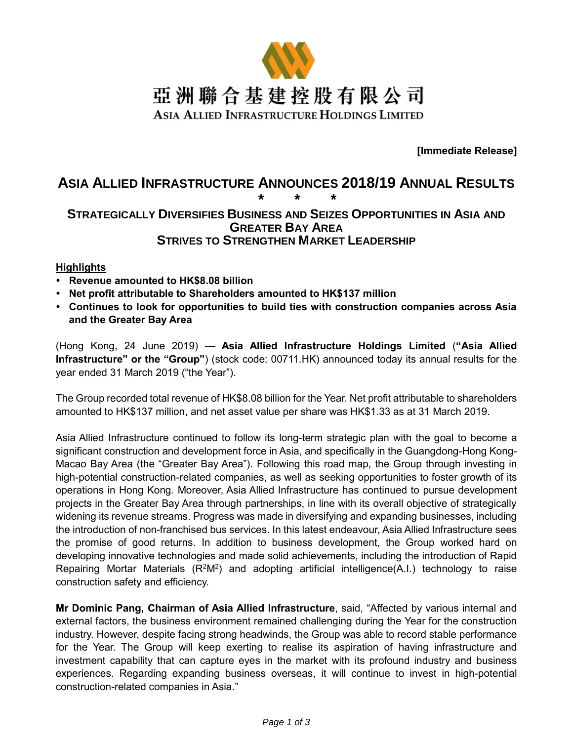亞洲聯合基建控股有限公司

ASIA ALLIED INFRASTRUCTURE HOLDINGS LIMITED

**[Immediate Release]**

# ASIA ALLIED INFRASTRUCTURE ANNOUNCES 2018/19 ANNUAL RESULTS

\* \* \*

## STRATEGICALLY DIVERSIFIES BUSINESS AND SEIZES OPPORTUNITIES IN ASIA AND GREATER BAY AREA
## STRIVES TO STRENGTHEN MARKET LEADERSHIP

**Highlights**

- **Revenue amounted to HK$8.08 billion**
- **Net profit attributable to Shareholders amounted to HK$137 million**
- **Continues to look for opportunities to build ties with construction companies across Asia and the Greater Bay Area**

(Hong Kong, 24 June 2019) — **Asia Allied Infrastructure Holdings Limited** (**"Asia Allied Infrastructure" or the "Group"**) (stock code: 00711.HK) announced today its annual results for the year ended 31 March 2019 ("the Year").

The Group recorded total revenue of HK$8.08 billion for the Year. Net profit attributable to shareholders amounted to HK$137 million, and net asset value per share was HK$1.33 as at 31 March 2019.

Asia Allied Infrastructure continued to follow its long-term strategic plan with the goal to become a significant construction and development force in Asia, and specifically in the Guangdong-Hong Kong-Macao Bay Area (the "Greater Bay Area"). Following this road map, the Group through investing in high-potential construction-related companies, as well as seeking opportunities to foster growth of its operations in Hong Kong. Moreover, Asia Allied Infrastructure has continued to pursue development projects in the Greater Bay Area through partnerships, in line with its overall objective of strategically widening its revenue streams. Progress was made in diversifying and expanding businesses, including the introduction of non-franchised bus services. In this latest endeavour, Asia Allied Infrastructure sees the promise of good returns. In addition to business development, the Group worked hard on developing innovative technologies and made solid achievements, including the introduction of Rapid Repairing Mortar Materials ($R^2M^2$) and adopting artificial intelligence(A.I.) technology to raise construction safety and efficiency.

**Mr Dominic Pang, Chairman of Asia Allied Infrastructure**, said, "Affected by various internal and external factors, the business environment remained challenging during the Year for the construction industry. However, despite facing strong headwinds, the Group was able to record stable performance for the Year. The Group will keep exerting to realise its aspiration of having infrastructure and investment capability that can capture eyes in the market with its profound industry and business experiences. Regarding expanding business overseas, it will continue to invest in high-potential construction-related companies in Asia."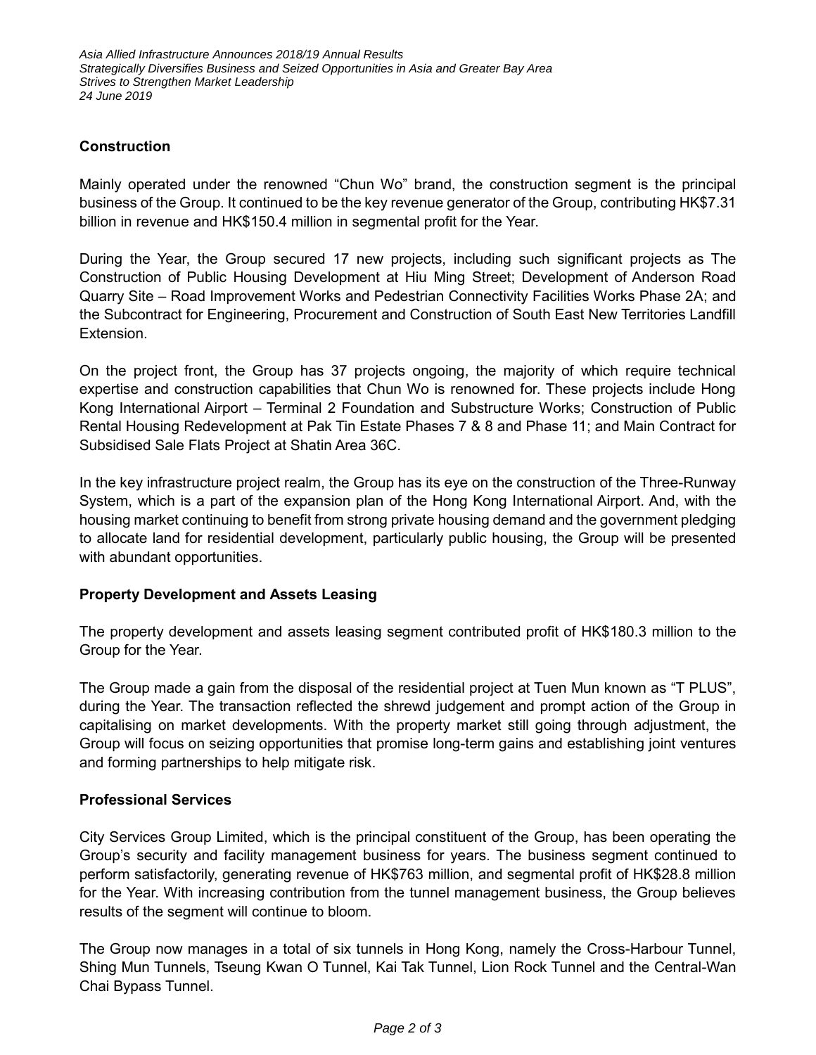## Construction

Mainly operated under the renowned "Chun Wo" brand, the construction segment is the principal business of the Group. It continued to be the key revenue generator of the Group, contributing HK$7.31 billion in revenue and HK$150.4 million in segmental profit for the Year.

During the Year, the Group secured 17 new projects, including such significant projects as The Construction of Public Housing Development at Hiu Ming Street; Development of Anderson Road Quarry Site – Road Improvement Works and Pedestrian Connectivity Facilities Works Phase 2A; and the Subcontract for Engineering, Procurement and Construction of South East New Territories Landfill Extension.

On the project front, the Group has 37 projects ongoing, the majority of which require technical expertise and construction capabilities that Chun Wo is renowned for. These projects include Hong Kong International Airport – Terminal 2 Foundation and Substructure Works; Construction of Public Rental Housing Redevelopment at Pak Tin Estate Phases 7 & 8 and Phase 11; and Main Contract for Subsidised Sale Flats Project at Shatin Area 36C.

In the key infrastructure project realm, the Group has its eye on the construction of the Three-Runway System, which is a part of the expansion plan of the Hong Kong International Airport. And, with the housing market continuing to benefit from strong private housing demand and the government pledging to allocate land for residential development, particularly public housing, the Group will be presented with abundant opportunities.

## Property Development and Assets Leasing

The property development and assets leasing segment contributed profit of HK$180.3 million to the Group for the Year.

The Group made a gain from the disposal of the residential project at Tuen Mun known as "T PLUS", during the Year. The transaction reflected the shrewd judgement and prompt action of the Group in capitalising on market developments. With the property market still going through adjustment, the Group will focus on seizing opportunities that promise long-term gains and establishing joint ventures and forming partnerships to help mitigate risk.

## Professional Services

City Services Group Limited, which is the principal constituent of the Group, has been operating the Group's security and facility management business for years. The business segment continued to perform satisfactorily, generating revenue of HK$763 million, and segmental profit of HK$28.8 million for the Year. With increasing contribution from the tunnel management business, the Group believes results of the segment will continue to bloom.

The Group now manages in a total of six tunnels in Hong Kong, namely the Cross-Harbour Tunnel, Shing Mun Tunnels, Tseung Kwan O Tunnel, Kai Tak Tunnel, Lion Rock Tunnel and the Central-Wan Chai Bypass Tunnel.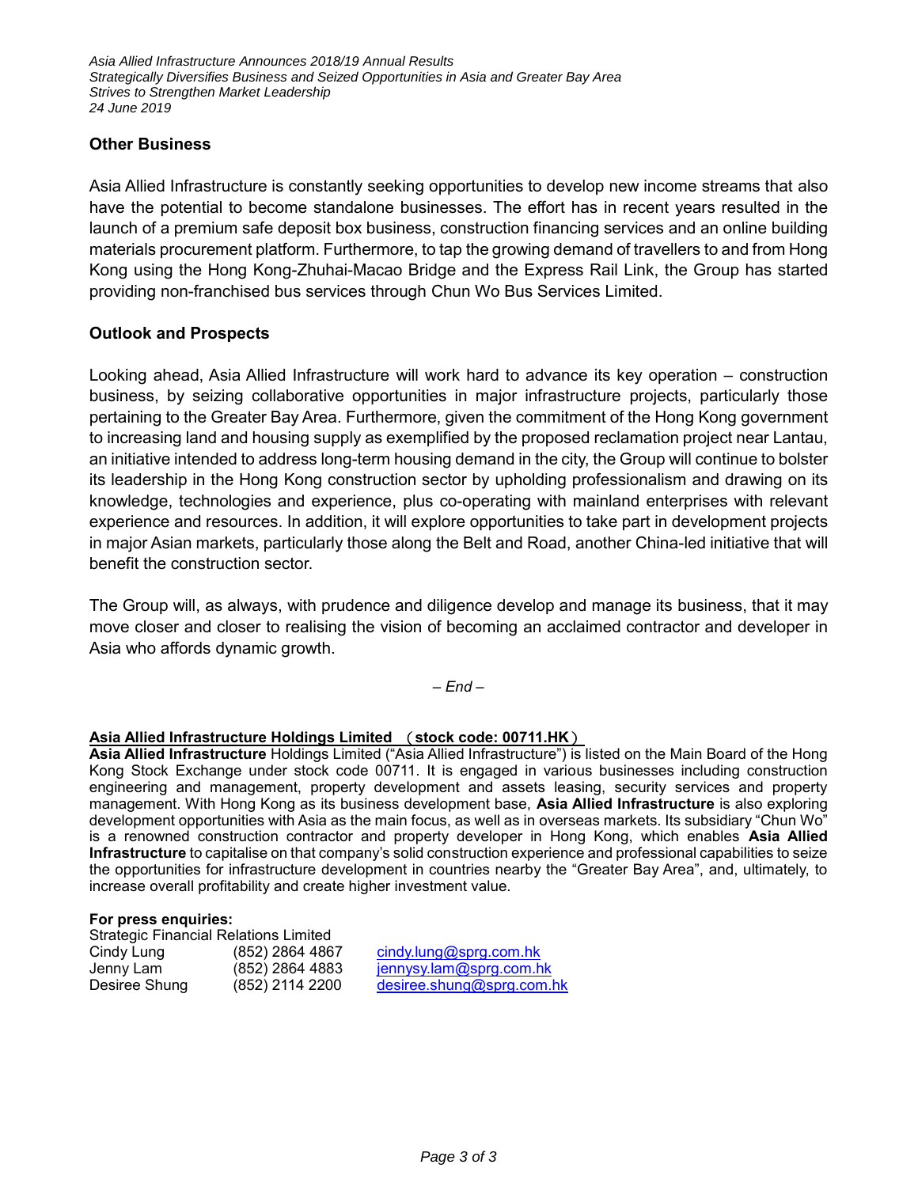## Other Business

Asia Allied Infrastructure is constantly seeking opportunities to develop new income streams that also have the potential to become standalone businesses. The effort has in recent years resulted in the launch of a premium safe deposit box business, construction financing services and an online building materials procurement platform. Furthermore, to tap the growing demand of travellers to and from Hong Kong using the Hong Kong-Zhuhai-Macao Bridge and the Express Rail Link, the Group has started providing non-franchised bus services through Chun Wo Bus Services Limited.

## Outlook and Prospects

Looking ahead, Asia Allied Infrastructure will work hard to advance its key operation – construction business, by seizing collaborative opportunities in major infrastructure projects, particularly those pertaining to the Greater Bay Area. Furthermore, given the commitment of the Hong Kong government to increasing land and housing supply as exemplified by the proposed reclamation project near Lantau, an initiative intended to address long-term housing demand in the city, the Group will continue to bolster its leadership in the Hong Kong construction sector by upholding professionalism and drawing on its knowledge, technologies and experience, plus co-operating with mainland enterprises with relevant experience and resources. In addition, it will explore opportunities to take part in development projects in major Asian markets, particularly those along the Belt and Road, another China-led initiative that will benefit the construction sector.

The Group will, as always, with prudence and diligence develop and manage its business, that it may move closer and closer to realising the vision of becoming an acclaimed contractor and developer in Asia who affords dynamic growth.

*– End –*

**Asia Allied Infrastructure Holdings Limited （stock code: 00711.HK）**

**Asia Allied Infrastructure** Holdings Limited ("Asia Allied Infrastructure") is listed on the Main Board of the Hong Kong Stock Exchange under stock code 00711. It is engaged in various businesses including construction engineering and management, property development and assets leasing, security services and property management. With Hong Kong as its business development base, **Asia Allied Infrastructure** is also exploring development opportunities with Asia as the main focus, as well as in overseas markets. Its subsidiary "Chun Wo" is a renowned construction contractor and property developer in Hong Kong, which enables **Asia Allied Infrastructure** to capitalise on that company's solid construction experience and professional capabilities to seize the opportunities for infrastructure development in countries nearby the "Greater Bay Area", and, ultimately, to increase overall profitability and create higher investment value.

**For press enquiries:**

Strategic Financial Relations Limited

| | | |
|---|---|---|
| Cindy Lung | (852) 2864 4867 | cindy.lung@sprg.com.hk |
| Jenny Lam | (852) 2864 4883 | jennysy.lam@sprg.com.hk |
| Desiree Shung | (852) 2114 2200 | desiree.shung@sprg.com.hk |